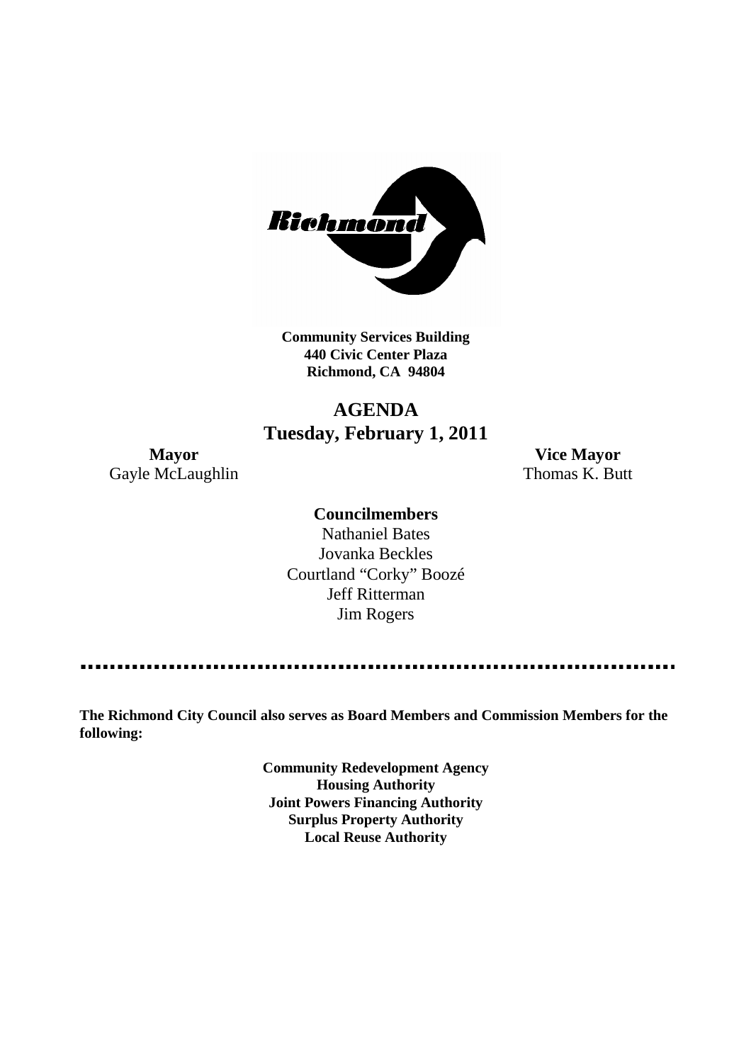**Community Services Building**
**440 Civic Center Plaza**
**Richmond, CA 94804**

# AGENDA
## Tuesday, February 1, 2011

**Mayor**
Gayle McLaughlin

**Vice Mayor**
Thomas K. Butt

**Councilmembers**
Nathaniel Bates
Jovanka Beckles
Courtland "Corky" Boozé
Jeff Ritterman
Jim Rogers

---

**The Richmond City Council also serves as Board Members and Commission Members for the following:**

**Community Redevelopment Agency**
**Housing Authority**
**Joint Powers Financing Authority**
**Surplus Property Authority**
**Local Reuse Authority**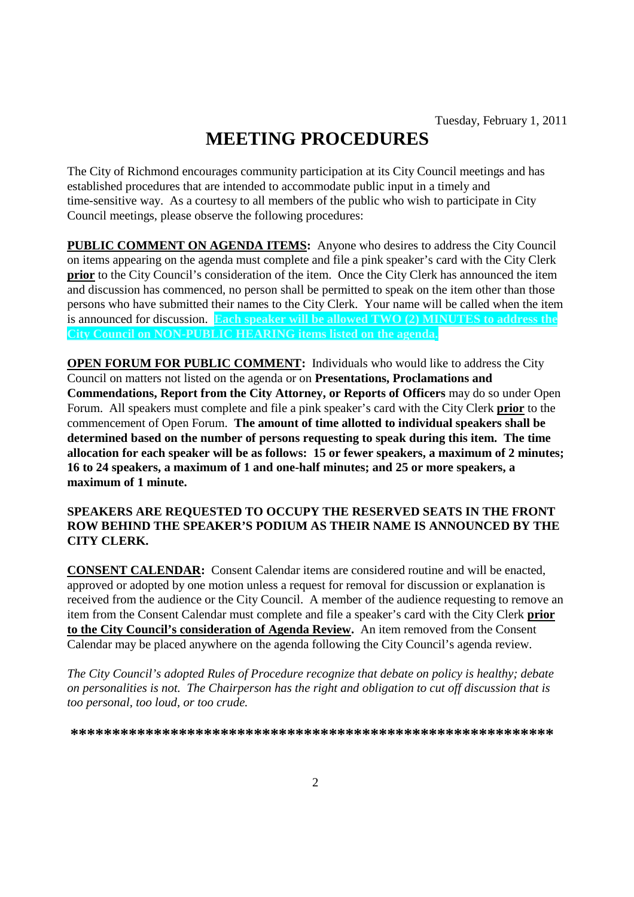Tuesday, February 1, 2011

# MEETING PROCEDURES

The City of Richmond encourages community participation at its City Council meetings and has established procedures that are intended to accommodate public input in a timely and time-sensitive way. As a courtesy to all members of the public who wish to participate in City Council meetings, please observe the following procedures:

**PUBLIC COMMENT ON AGENDA ITEMS:** Anyone who desires to address the City Council on items appearing on the agenda must complete and file a pink speaker's card with the City Clerk **prior** to the City Council's consideration of the item. Once the City Clerk has announced the item and discussion has commenced, no person shall be permitted to speak on the item other than those persons who have submitted their names to the City Clerk. Your name will be called when the item is announced for discussion. **Each speaker will be allowed TWO (2) MINUTES to address the City Council on NON-PUBLIC HEARING items listed on the agenda.**

**OPEN FORUM FOR PUBLIC COMMENT:** Individuals who would like to address the City Council on matters not listed on the agenda or on **Presentations, Proclamations and Commendations, Report from the City Attorney, or Reports of Officers** may do so under Open Forum. All speakers must complete and file a pink speaker's card with the City Clerk **prior** to the commencement of Open Forum. **The amount of time allotted to individual speakers shall be determined based on the number of persons requesting to speak during this item. The time allocation for each speaker will be as follows: 15 or fewer speakers, a maximum of 2 minutes; 16 to 24 speakers, a maximum of 1 and one-half minutes; and 25 or more speakers, a maximum of 1 minute.**

**SPEAKERS ARE REQUESTED TO OCCUPY THE RESERVED SEATS IN THE FRONT ROW BEHIND THE SPEAKER'S PODIUM AS THEIR NAME IS ANNOUNCED BY THE CITY CLERK.**

**CONSENT CALENDAR:** Consent Calendar items are considered routine and will be enacted, approved or adopted by one motion unless a request for removal for discussion or explanation is received from the audience or the City Council. A member of the audience requesting to remove an item from the Consent Calendar must complete and file a speaker's card with the City Clerk **prior to the City Council's consideration of Agenda Review.** An item removed from the Consent Calendar may be placed anywhere on the agenda following the City Council's agenda review.

*The City Council's adopted Rules of Procedure recognize that debate on policy is healthy; debate on personalities is not. The Chairperson has the right and obligation to cut off discussion that is too personal, too loud, or too crude.*

**\*\*\*\*\*\*\*\*\*\*\*\*\*\*\*\*\*\*\*\*\*\*\*\*\*\*\*\*\*\*\*\*\*\*\*\*\*\*\*\*\*\*\*\*\*\*\*\*\*\*\*\*\*\*\*\*\*\*\*\*\*\***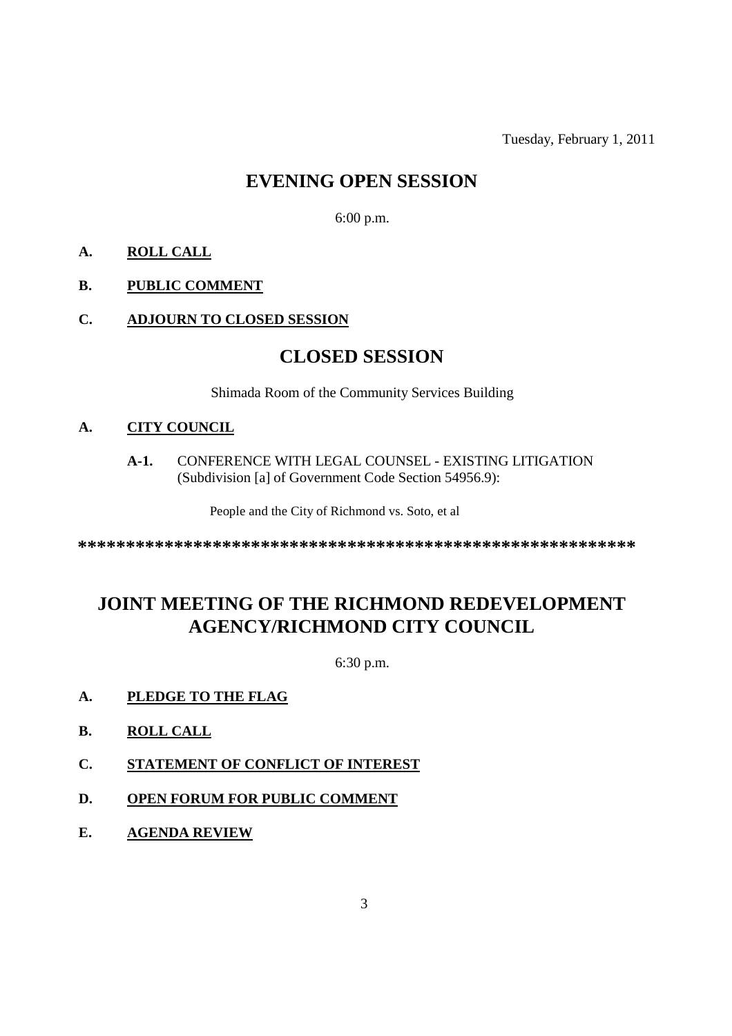Tuesday, February 1, 2011

# EVENING OPEN SESSION

6:00 p.m.

**A. ROLL CALL**

**B. PUBLIC COMMENT**

**C. ADJOURN TO CLOSED SESSION**

# CLOSED SESSION

Shimada Room of the Community Services Building

**A. CITY COUNCIL**

**A-1.** CONFERENCE WITH LEGAL COUNSEL - EXISTING LITIGATION (Subdivision [a] of Government Code Section 54956.9):

People and the City of Richmond vs. Soto, et al

************************************************************

# JOINT MEETING OF THE RICHMOND REDEVELOPMENT AGENCY/RICHMOND CITY COUNCIL

6:30 p.m.

**A. PLEDGE TO THE FLAG**

**B. ROLL CALL**

**C. STATEMENT OF CONFLICT OF INTEREST**

**D. OPEN FORUM FOR PUBLIC COMMENT**

**E. AGENDA REVIEW**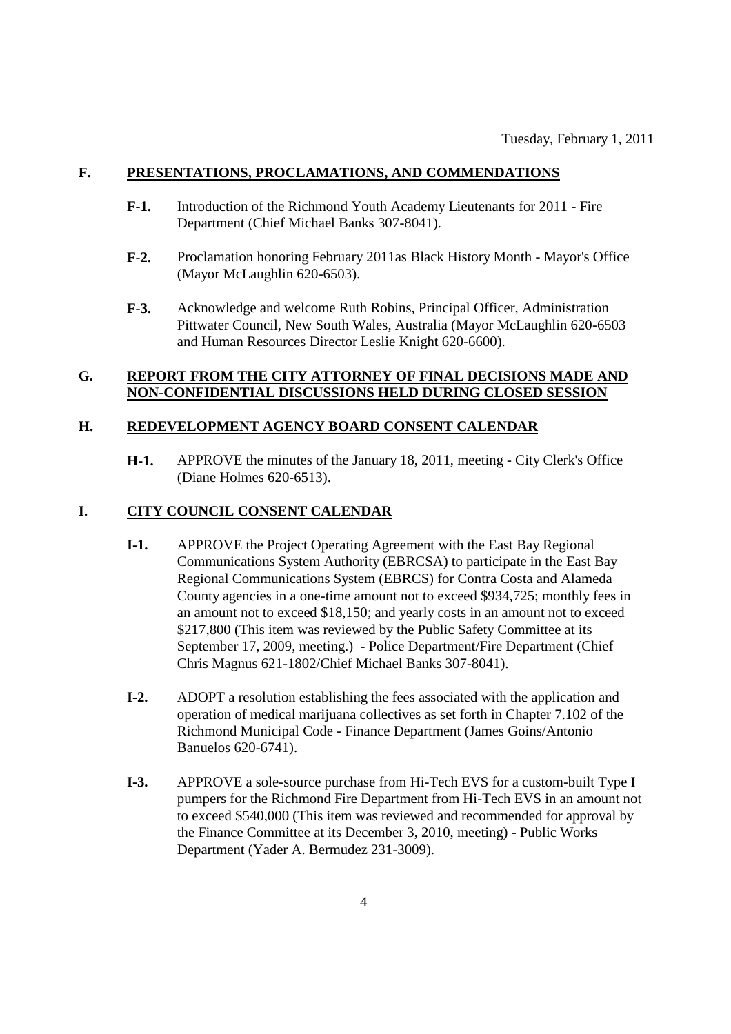Tuesday, February 1, 2011

## F. PRESENTATIONS, PROCLAMATIONS, AND COMMENDATIONS

**F-1.** Introduction of the Richmond Youth Academy Lieutenants for 2011 - Fire Department (Chief Michael Banks 307-8041).

**F-2.** Proclamation honoring February 2011as Black History Month - Mayor's Office (Mayor McLaughlin 620-6503).

**F-3.** Acknowledge and welcome Ruth Robins, Principal Officer, Administration Pittwater Council, New South Wales, Australia (Mayor McLaughlin 620-6503 and Human Resources Director Leslie Knight 620-6600).

## G. REPORT FROM THE CITY ATTORNEY OF FINAL DECISIONS MADE AND NON-CONFIDENTIAL DISCUSSIONS HELD DURING CLOSED SESSION

## H. REDEVELOPMENT AGENCY BOARD CONSENT CALENDAR

**H-1.** APPROVE the minutes of the January 18, 2011, meeting - City Clerk's Office (Diane Holmes 620-6513).

## I. CITY COUNCIL CONSENT CALENDAR

**I-1.** APPROVE the Project Operating Agreement with the East Bay Regional Communications System Authority (EBRCSA) to participate in the East Bay Regional Communications System (EBRCS) for Contra Costa and Alameda County agencies in a one-time amount not to exceed $934,725; monthly fees in an amount not to exceed $18,150; and yearly costs in an amount not to exceed $217,800 (This item was reviewed by the Public Safety Committee at its September 17, 2009, meeting.) - Police Department/Fire Department (Chief Chris Magnus 621-1802/Chief Michael Banks 307-8041).

**I-2.** ADOPT a resolution establishing the fees associated with the application and operation of medical marijuana collectives as set forth in Chapter 7.102 of the Richmond Municipal Code - Finance Department (James Goins/Antonio Banuelos 620-6741).

**I-3.** APPROVE a sole-source purchase from Hi-Tech EVS for a custom-built Type I pumpers for the Richmond Fire Department from Hi-Tech EVS in an amount not to exceed $540,000 (This item was reviewed and recommended for approval by the Finance Committee at its December 3, 2010, meeting) - Public Works Department (Yader A. Bermudez 231-3009).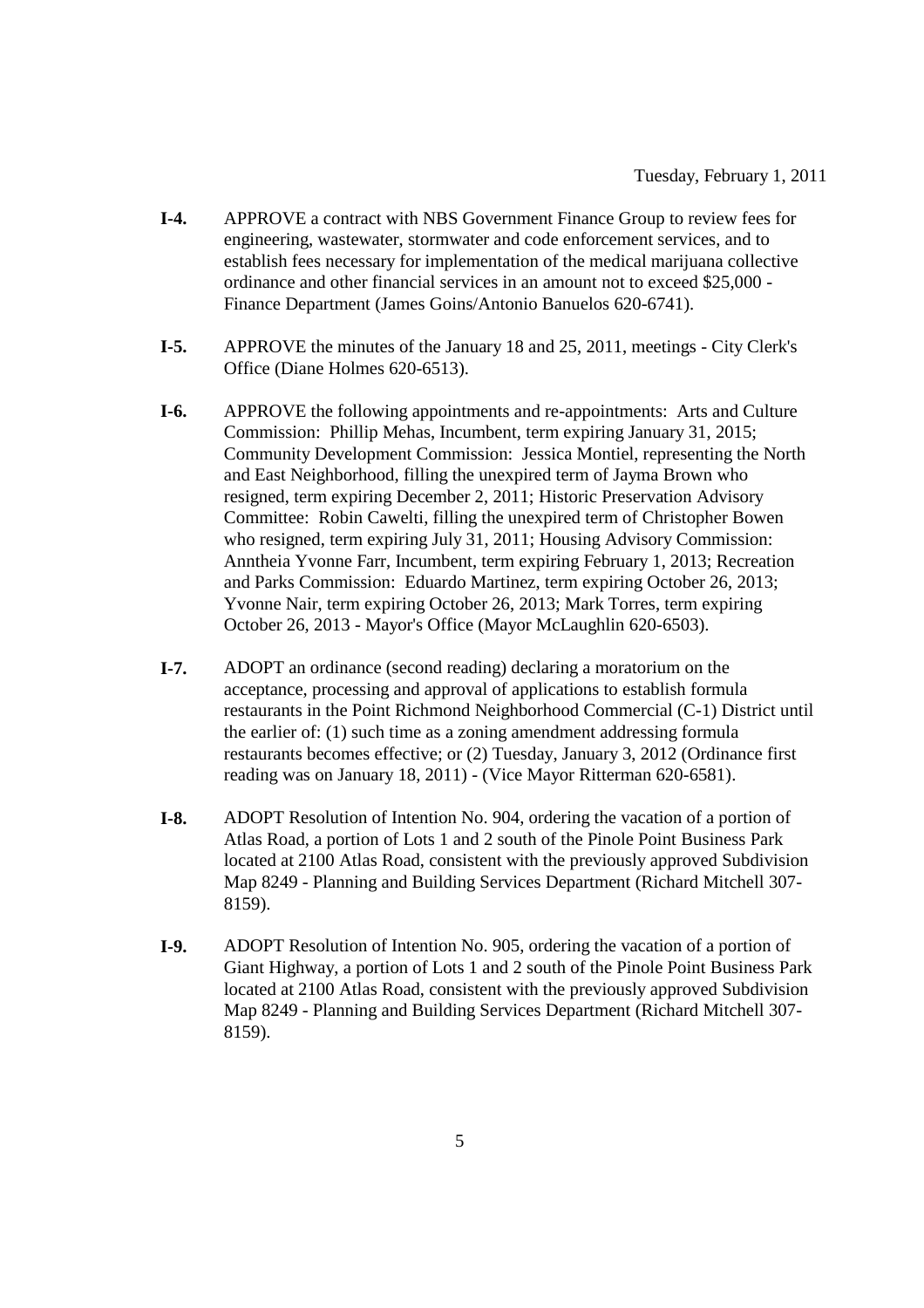**I-4.** APPROVE a contract with NBS Government Finance Group to review fees for engineering, wastewater, stormwater and code enforcement services, and to establish fees necessary for implementation of the medical marijuana collective ordinance and other financial services in an amount not to exceed $25,000 - Finance Department (James Goins/Antonio Banuelos 620-6741).

**I-5.** APPROVE the minutes of the January 18 and 25, 2011, meetings - City Clerk's Office (Diane Holmes 620-6513).

**I-6.** APPROVE the following appointments and re-appointments: Arts and Culture Commission: Phillip Mehas, Incumbent, term expiring January 31, 2015; Community Development Commission: Jessica Montiel, representing the North and East Neighborhood, filling the unexpired term of Jayma Brown who resigned, term expiring December 2, 2011; Historic Preservation Advisory Committee: Robin Cawelti, filling the unexpired term of Christopher Bowen who resigned, term expiring July 31, 2011; Housing Advisory Commission: Anntheia Yvonne Farr, Incumbent, term expiring February 1, 2013; Recreation and Parks Commission: Eduardo Martinez, term expiring October 26, 2013; Yvonne Nair, term expiring October 26, 2013; Mark Torres, term expiring October 26, 2013 - Mayor's Office (Mayor McLaughlin 620-6503).

**I-7.** ADOPT an ordinance (second reading) declaring a moratorium on the acceptance, processing and approval of applications to establish formula restaurants in the Point Richmond Neighborhood Commercial (C-1) District until the earlier of: (1) such time as a zoning amendment addressing formula restaurants becomes effective; or (2) Tuesday, January 3, 2012 (Ordinance first reading was on January 18, 2011) - (Vice Mayor Ritterman 620-6581).

**I-8.** ADOPT Resolution of Intention No. 904, ordering the vacation of a portion of Atlas Road, a portion of Lots 1 and 2 south of the Pinole Point Business Park located at 2100 Atlas Road, consistent with the previously approved Subdivision Map 8249 - Planning and Building Services Department (Richard Mitchell 307-8159).

**I-9.** ADOPT Resolution of Intention No. 905, ordering the vacation of a portion of Giant Highway, a portion of Lots 1 and 2 south of the Pinole Point Business Park located at 2100 Atlas Road, consistent with the previously approved Subdivision Map 8249 - Planning and Building Services Department (Richard Mitchell 307-8159).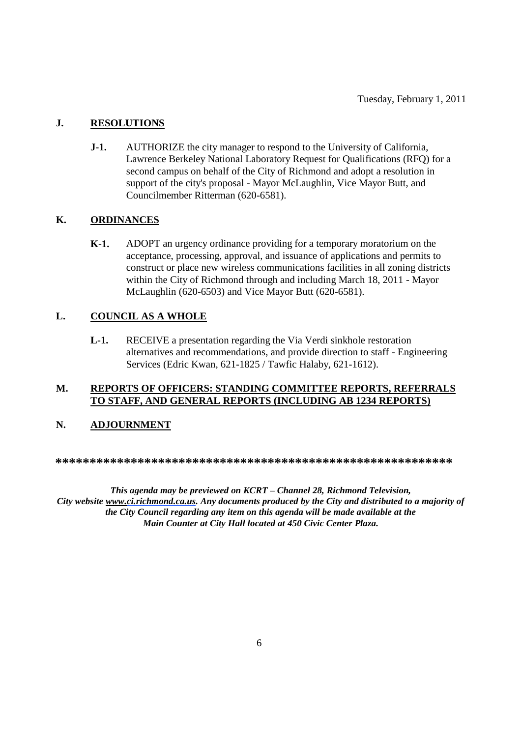Tuesday, February 1, 2011

## J. RESOLUTIONS

**J-1.** AUTHORIZE the city manager to respond to the University of California, Lawrence Berkeley National Laboratory Request for Qualifications (RFQ) for a second campus on behalf of the City of Richmond and adopt a resolution in support of the city's proposal - Mayor McLaughlin, Vice Mayor Butt, and Councilmember Ritterman (620-6581).

## K. ORDINANCES

**K-1.** ADOPT an urgency ordinance providing for a temporary moratorium on the acceptance, processing, approval, and issuance of applications and permits to construct or place new wireless communications facilities in all zoning districts within the City of Richmond through and including March 18, 2011 - Mayor McLaughlin (620-6503) and Vice Mayor Butt (620-6581).

## L. COUNCIL AS A WHOLE

**L-1.** RECEIVE a presentation regarding the Via Verdi sinkhole restoration alternatives and recommendations, and provide direction to staff - Engineering Services (Edric Kwan, 621-1825 / Tawfic Halaby, 621-1612).

## M. REPORTS OF OFFICERS: STANDING COMMITTEE REPORTS, REFERRALS TO STAFF, AND GENERAL REPORTS (INCLUDING AB 1234 REPORTS)

## N. ADJOURNMENT

**********************************************************

***This agenda may be previewed on KCRT – Channel 28, Richmond Television, City website www.ci.richmond.ca.us. Any documents produced by the City and distributed to a majority of the City Council regarding any item on this agenda will be made available at the Main Counter at City Hall located at 450 Civic Center Plaza.***